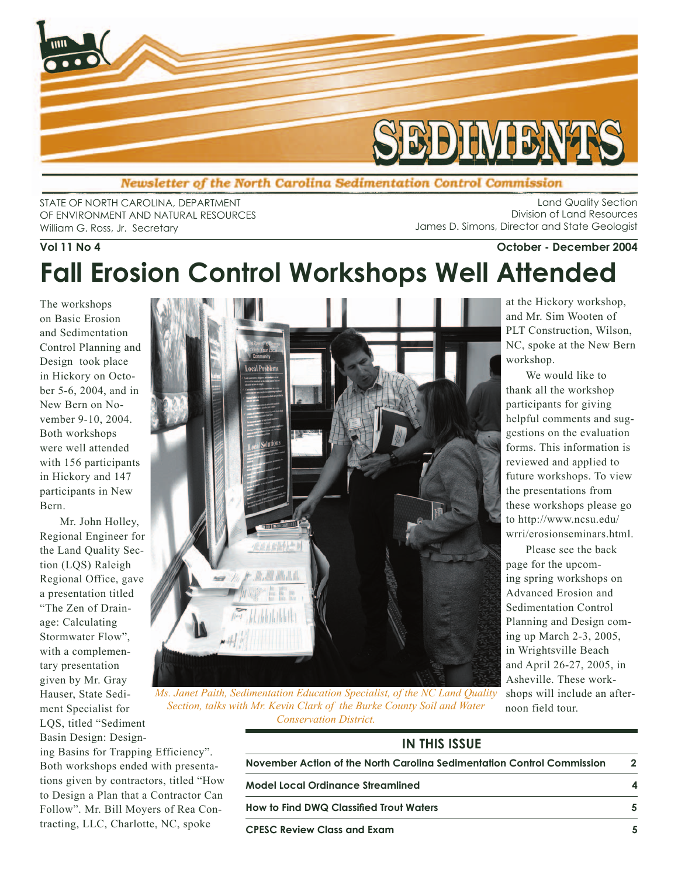# SEDIMENTS

*Newsletter of the North Carolina Sedimentation Control Commission*

STATE OF NORTH CAROLINA, DEPARTMENT OF ENVIRONMENT AND NATURAL RESOURCES
William G. Ross, Jr. Secretary

Land Quality Section
Division of Land Resources
James D. Simons, Director and State Geologist

**Vol 11 No 4** **October - December 2004**

# Fall Erosion Control Workshops Well Attended

The workshops on Basic Erosion and Sedimentation Control Planning and Design took place in Hickory on October 5-6, 2004, and in New Bern on November 9-10, 2004. Both workshops were well attended with 156 participants in Hickory and 147 participants in New Bern.

Mr. John Holley, Regional Engineer for the Land Quality Section (LQS) Raleigh Regional Office, gave a presentation titled "The Zen of Drainage: Calculating Stormwater Flow", with a complementary presentation given by Mr. Gray Hauser, State Sediment Specialist for LQS, titled "Sediment Basin Design: Designing Basins for Trapping Efficiency". Both workshops ended with presentations given by contractors, titled "How to Design a Plan that a Contractor Can Follow". Mr. Bill Moyers of Rea Contracting, LLC, Charlotte, NC, spoke at the Hickory workshop, and Mr. Sim Wooten of PLT Construction, Wilson, NC, spoke at the New Bern workshop.

*Ms. Janet Paith, Sedimentation Education Specialist, of the NC Land Quality Section, talks with Mr. Kevin Clark of the Burke County Soil and Water Conservation District.*

We would like to thank all the workshop participants for giving helpful comments and suggestions on the evaluation forms. This information is reviewed and applied to future workshops. To view the presentations from these workshops please go to http://www.ncsu.edu/wrri/erosionseminars.html.

Please see the back page for the upcoming spring workshops on Advanced Erosion and Sedimentation Control Planning and Design coming up March 2-3, 2005, in Wrightsville Beach and April 26-27, 2005, in Asheville. These workshops will include an afternoon field tour.

## IN THIS ISSUE

| | |
|---|---|
| **November Action of the North Carolina Sedimentation Control Commission** | **2** |
| **Model Local Ordinance Streamlined** | **4** |
| **How to Find DWQ Classified Trout Waters** | **5** |
| **CPESC Review Class and Exam** | **5** |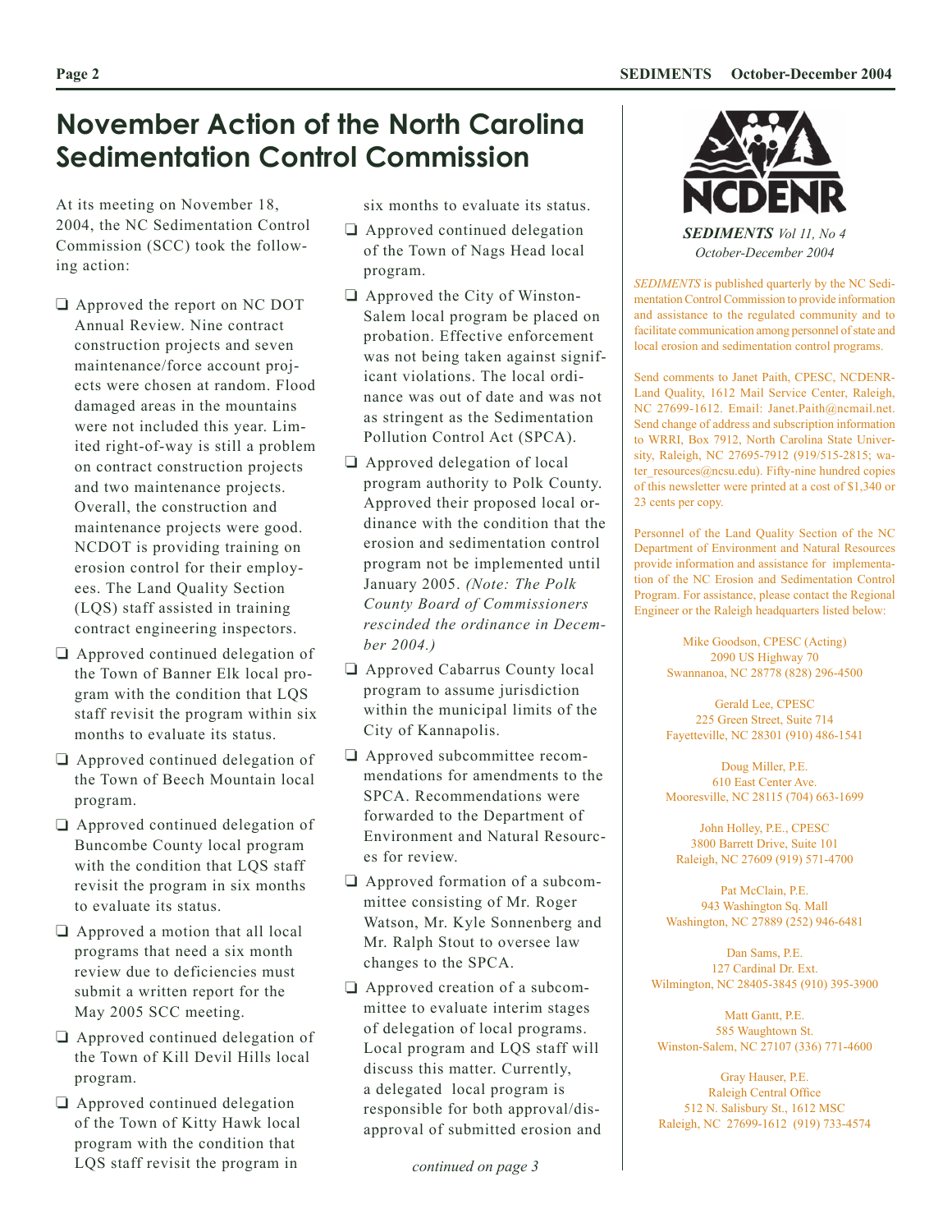# November Action of the North Carolina Sedimentation Control Commission

At its meeting on November 18, 2004, the NC Sedimentation Control Commission (SCC) took the following action:

- ❑ Approved the report on NC DOT Annual Review. Nine contract construction projects and seven maintenance/force account projects were chosen at random. Flood damaged areas in the mountains were not included this year. Limited right-of-way is still a problem on contract construction projects and two maintenance projects. Overall, the construction and maintenance projects were good. NCDOT is providing training on erosion control for their employees. The Land Quality Section (LQS) staff assisted in training contract engineering inspectors.
- ❑ Approved continued delegation of the Town of Banner Elk local program with the condition that LQS staff revisit the program within six months to evaluate its status.
- ❑ Approved continued delegation of the Town of Beech Mountain local program.
- ❑ Approved continued delegation of Buncombe County local program with the condition that LQS staff revisit the program in six months to evaluate its status.
- ❑ Approved a motion that all local programs that need a six month review due to deficiencies must submit a written report for the May 2005 SCC meeting.
- ❑ Approved continued delegation of the Town of Kill Devil Hills local program.
- ❑ Approved continued delegation of the Town of Kitty Hawk local program with the condition that LQS staff revisit the program in six months to evaluate its status.
- ❑ Approved continued delegation of the Town of Nags Head local program.
- ❑ Approved the City of Winston-Salem local program be placed on probation. Effective enforcement was not being taken against significant violations. The local ordinance was out of date and was not as stringent as the Sedimentation Pollution Control Act (SPCA).
- ❑ Approved delegation of local program authority to Polk County. Approved their proposed local ordinance with the condition that the erosion and sedimentation control program not be implemented until January 2005. *(Note: The Polk County Board of Commissioners rescinded the ordinance in December 2004.)*
- ❑ Approved Cabarrus County local program to assume jurisdiction within the municipal limits of the City of Kannapolis.
- ❑ Approved subcommittee recommendations for amendments to the SPCA. Recommendations were forwarded to the Department of Environment and Natural Resources for review.
- ❑ Approved formation of a subcommittee consisting of Mr. Roger Watson, Mr. Kyle Sonnenberg and Mr. Ralph Stout to oversee law changes to the SPCA.
- ❑ Approved creation of a subcommittee to evaluate interim stages of delegation of local programs. Local program and LQS staff will discuss this matter. Currently, a delegated local program is responsible for both approval/disapproval of submitted erosion and

*continued on page 3*

NCDENR

***SEDIMENTS*** *Vol 11, No 4*
*October-December 2004*

*SEDIMENTS* is published quarterly by the NC Sedimentation Control Commission to provide information and assistance to the regulated community and to facilitate communication among personnel of state and local erosion and sedimentation control programs.

Send comments to Janet Paith, CPESC, NCDENR-Land Quality, 1612 Mail Service Center, Raleigh, NC 27699-1612. Email: Janet.Paith@ncmail.net. Send change of address and subscription information to WRRI, Box 7912, North Carolina State University, Raleigh, NC 27695-7912 (919/515-2815; water_resources@ncsu.edu). Fifty-nine hundred copies of this newsletter were printed at a cost of $1,340 or 23 cents per copy.

Personnel of the Land Quality Section of the NC Department of Environment and Natural Resources provide information and assistance for implementation of the NC Erosion and Sedimentation Control Program. For assistance, please contact the Regional Engineer or the Raleigh headquarters listed below:

Mike Goodson, CPESC (Acting)
2090 US Highway 70
Swannanoa, NC 28778 (828) 296-4500

Gerald Lee, CPESC
225 Green Street, Suite 714
Fayetteville, NC 28301 (910) 486-1541

Doug Miller, P.E.
610 East Center Ave.
Mooresville, NC 28115 (704) 663-1699

John Holley, P.E., CPESC
3800 Barrett Drive, Suite 101
Raleigh, NC 27609 (919) 571-4700

Pat McClain, P.E.
943 Washington Sq. Mall
Washington, NC 27889 (252) 946-6481

Dan Sams, P.E.
127 Cardinal Dr. Ext.
Wilmington, NC 28405-3845 (910) 395-3900

Matt Gantt, P.E.
585 Waughtown St.
Winston-Salem, NC 27107 (336) 771-4600

Gray Hauser, P.E.
Raleigh Central Office
512 N. Salisbury St., 1612 MSC
Raleigh, NC 27699-1612 (919) 733-4574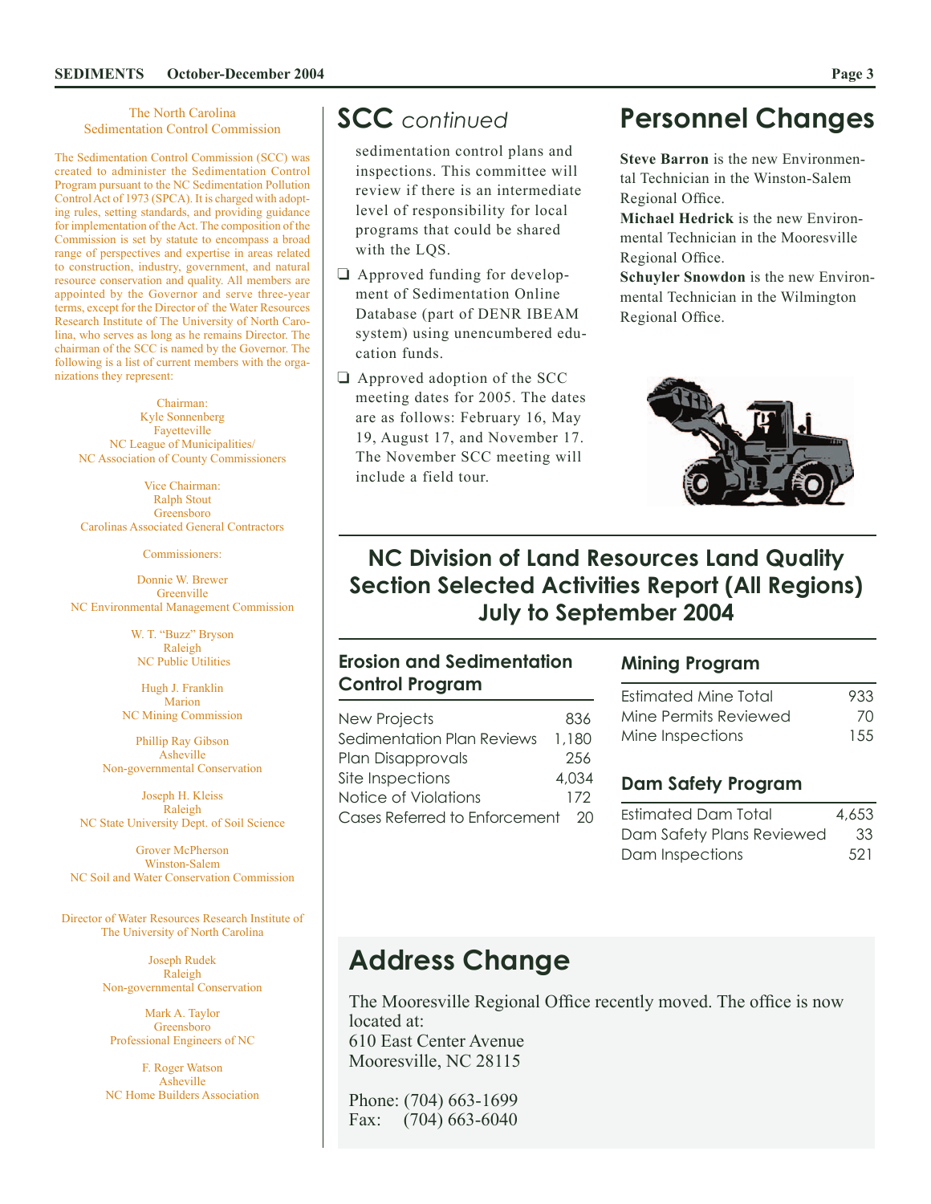The North Carolina
Sedimentation Control Commission

The Sedimentation Control Commission (SCC) was created to administer the Sedimentation Control Program pursuant to the NC Sedimentation Pollution Control Act of 1973 (SPCA). It is charged with adopting rules, setting standards, and providing guidance for implementation of the Act. The composition of the Commission is set by statute to encompass a broad range of perspectives and expertise in areas related to construction, industry, government, and natural resource conservation and quality. All members are appointed by the Governor and serve three-year terms, except for the Director of the Water Resources Research Institute of The University of North Carolina, who serves as long as he remains Director. The chairman of the SCC is named by the Governor. The following is a list of current members with the organizations they represent:

Chairman:
Kyle Sonnenberg
Fayetteville
NC League of Municipalities/
NC Association of County Commissioners

Vice Chairman:
Ralph Stout
Greensboro
Carolinas Associated General Contractors

Commissioners:

Donnie W. Brewer
Greenville
NC Environmental Management Commission

W. T. "Buzz" Bryson
Raleigh
NC Public Utilities

Hugh J. Franklin
Marion
NC Mining Commission

Phillip Ray Gibson
Asheville
Non-governmental Conservation

Joseph H. Kleiss
Raleigh
NC State University Dept. of Soil Science

Grover McPherson
Winston-Salem
NC Soil and Water Conservation Commission

Director of Water Resources Research Institute of
The University of North Carolina

Joseph Rudek
Raleigh
Non-governmental Conservation

Mark A. Taylor
Greensboro
Professional Engineers of NC

F. Roger Watson
Asheville
NC Home Builders Association

## SCC *continued*

sedimentation control plans and inspections. This committee will review if there is an intermediate level of responsibility for local programs that could be shared with the LQS.

- ❑ Approved funding for development of Sedimentation Online Database (part of DENR IBEAM system) using unencumbered education funds.
- ❑ Approved adoption of the SCC meeting dates for 2005. The dates are as follows: February 16, May 19, August 17, and November 17. The November SCC meeting will include a field tour.

# Personnel Changes

**Steve Barron** is the new Environmental Technician in the Winston-Salem Regional Office.
**Michael Hedrick** is the new Environmental Technician in the Mooresville Regional Office.
**Schuyler Snowdon** is the new Environmental Technician in the Wilmington Regional Office.

## NC Division of Land Resources Land Quality Section Selected Activities Report (All Regions) July to September 2004

### Erosion and Sedimentation Control Program

| | |
|---|---|
| New Projects | 836 |
| Sedimentation Plan Reviews | 1,180 |
| Plan Disapprovals | 256 |
| Site Inspections | 4,034 |
| Notice of Violations | 172 |
| Cases Referred to Enforcement | 20 |

### Mining Program

| | |
|---|---|
| Estimated Mine Total | 933 |
| Mine Permits Reviewed | 70 |
| Mine Inspections | 155 |

### Dam Safety Program

| | |
|---|---|
| Estimated Dam Total | 4,653 |
| Dam Safety Plans Reviewed | 33 |
| Dam Inspections | 521 |

# Address Change

The Mooresville Regional Office recently moved. The office is now located at:
610 East Center Avenue
Mooresville, NC 28115

Phone: (704) 663-1699
Fax: (704) 663-6040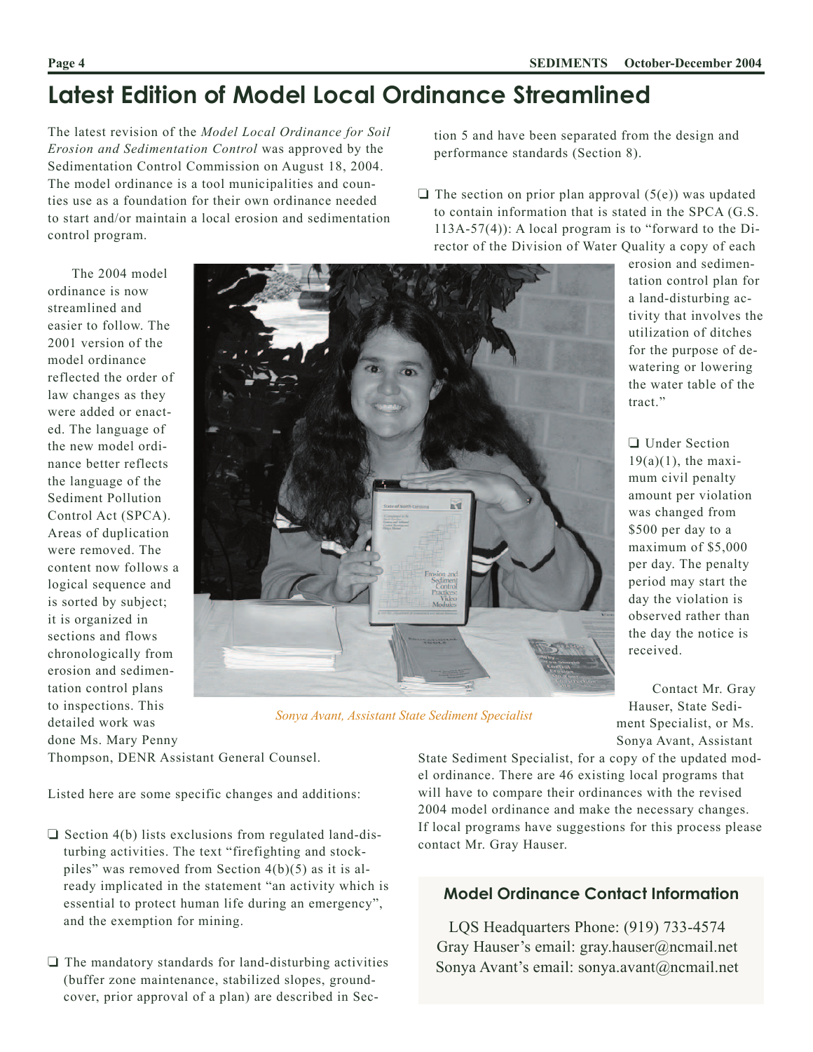# Latest Edition of Model Local Ordinance Streamlined

The latest revision of the *Model Local Ordinance for Soil Erosion and Sedimentation Control* was approved by the Sedimentation Control Commission on August 18, 2004. The model ordinance is a tool municipalities and counties use as a foundation for their own ordinance needed to start and/or maintain a local erosion and sedimentation control program.

The 2004 model ordinance is now streamlined and easier to follow. The 2001 version of the model ordinance reflected the order of law changes as they were added or enacted. The language of the new model ordinance better reflects the language of the Sediment Pollution Control Act (SPCA). Areas of duplication were removed. The content now follows a logical sequence and is sorted by subject; it is organized in sections and flows chronologically from erosion and sedimentation control plans to inspections. This detailed work was done Ms. Mary Penny Thompson, DENR Assistant General Counsel.

*Sonya Avant, Assistant State Sediment Specialist*

Listed here are some specific changes and additions:

- ❑ Section 4(b) lists exclusions from regulated land-disturbing activities. The text "firefighting and stockpiles" was removed from Section 4(b)(5) as it is already implicated in the statement "an activity which is essential to protect human life during an emergency", and the exemption for mining.
- ❑ The mandatory standards for land-disturbing activities (buffer zone maintenance, stabilized slopes, groundcover, prior approval of a plan) are described in Section 5 and have been separated from the design and performance standards (Section 8).
- ❑ The section on prior plan approval (5(e)) was updated to contain information that is stated in the SPCA (G.S. 113A-57(4)): A local program is to "forward to the Director of the Division of Water Quality a copy of each erosion and sedimentation control plan for a land-disturbing activity that involves the utilization of ditches for the purpose of dewatering or lowering the water table of the tract."
- ❑ Under Section 19(a)(1), the maximum civil penalty amount per violation was changed from \$500 per day to a maximum of \$5,000 per day. The penalty period may start the day the violation is observed rather than the day the notice is received.

Contact Mr. Gray Hauser, State Sediment Specialist, or Ms. Sonya Avant, Assistant State Sediment Specialist, for a copy of the updated model ordinance. There are 46 existing local programs that will have to compare their ordinances with the revised 2004 model ordinance and make the necessary changes. If local programs have suggestions for this process please contact Mr. Gray Hauser.

### Model Ordinance Contact Information

LQS Headquarters Phone: (919) 733-4574
Gray Hauser's email: gray.hauser@ncmail.net
Sonya Avant's email: sonya.avant@ncmail.net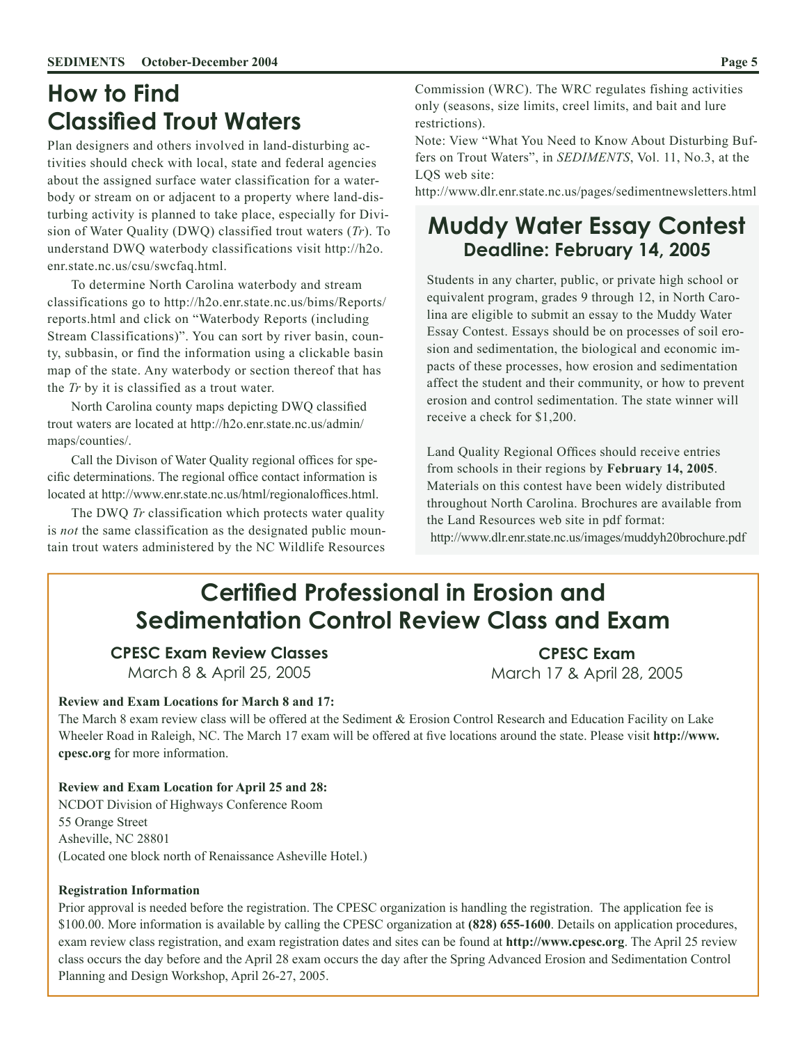# How to Find Classified Trout Waters

Plan designers and others involved in land-disturbing activities should check with local, state and federal agencies about the assigned surface water classification for a waterbody or stream on or adjacent to a property where land-disturbing activity is planned to take place, especially for Division of Water Quality (DWQ) classified trout waters (*Tr*). To understand DWQ waterbody classifications visit http://h2o.enr.state.nc.us/csu/swcfaq.html.

To determine North Carolina waterbody and stream classifications go to http://h2o.enr.state.nc.us/bims/Reports/reports.html and click on "Waterbody Reports (including Stream Classifications)". You can sort by river basin, county, subbasin, or find the information using a clickable basin map of the state. Any waterbody or section thereof that has the *Tr* by it is classified as a trout water.

North Carolina county maps depicting DWQ classified trout waters are located at http://h2o.enr.state.nc.us/admin/maps/counties/.

Call the Divison of Water Quality regional offices for specific determinations. The regional office contact information is located at http://www.enr.state.nc.us/html/regionaloffices.html.

The DWQ *Tr* classification which protects water quality is *not* the same classification as the designated public mountain trout waters administered by the NC Wildlife Resources Commission (WRC). The WRC regulates fishing activities only (seasons, size limits, creel limits, and bait and lure restrictions).

Note: View "What You Need to Know About Disturbing Buffers on Trout Waters", in *SEDIMENTS*, Vol. 11, No.3, at the LQS web site:
http://www.dlr.enr.state.nc.us/pages/sedimentnewsletters.html

# Muddy Water Essay Contest

## Deadline: February 14, 2005

Students in any charter, public, or private high school or equivalent program, grades 9 through 12, in North Carolina are eligible to submit an essay to the Muddy Water Essay Contest. Essays should be on processes of soil erosion and sedimentation, the biological and economic impacts of these processes, how erosion and sedimentation affect the student and their community, or how to prevent erosion and control sedimentation. The state winner will receive a check for $1,200.

Land Quality Regional Offices should receive entries from schools in their regions by **February 14, 2005**. Materials on this contest have been widely distributed throughout North Carolina. Brochures are available from the Land Resources web site in pdf format:
http://www.dlr.enr.state.nc.us/images/muddyh20brochure.pdf

# Certified Professional in Erosion and Sedimentation Control Review Class and Exam

### CPESC Exam Review Classes

March 8 & April 25, 2005

### CPESC Exam

March 17 & April 28, 2005

**Review and Exam Locations for March 8 and 17:**

The March 8 exam review class will be offered at the Sediment & Erosion Control Research and Education Facility on Lake Wheeler Road in Raleigh, NC. The March 17 exam will be offered at five locations around the state. Please visit **http://www.cpesc.org** for more information.

**Review and Exam Location for April 25 and 28:**

NCDOT Division of Highways Conference Room
55 Orange Street
Asheville, NC 28801
(Located one block north of Renaissance Asheville Hotel.)

**Registration Information**

Prior approval is needed before the registration. The CPESC organization is handling the registration. The application fee is $100.00. More information is available by calling the CPESC organization at **(828) 655-1600**. Details on application procedures, exam review class registration, and exam registration dates and sites can be found at **http://www.cpesc.org**. The April 25 review class occurs the day before and the April 28 exam occurs the day after the Spring Advanced Erosion and Sedimentation Control Planning and Design Workshop, April 26-27, 2005.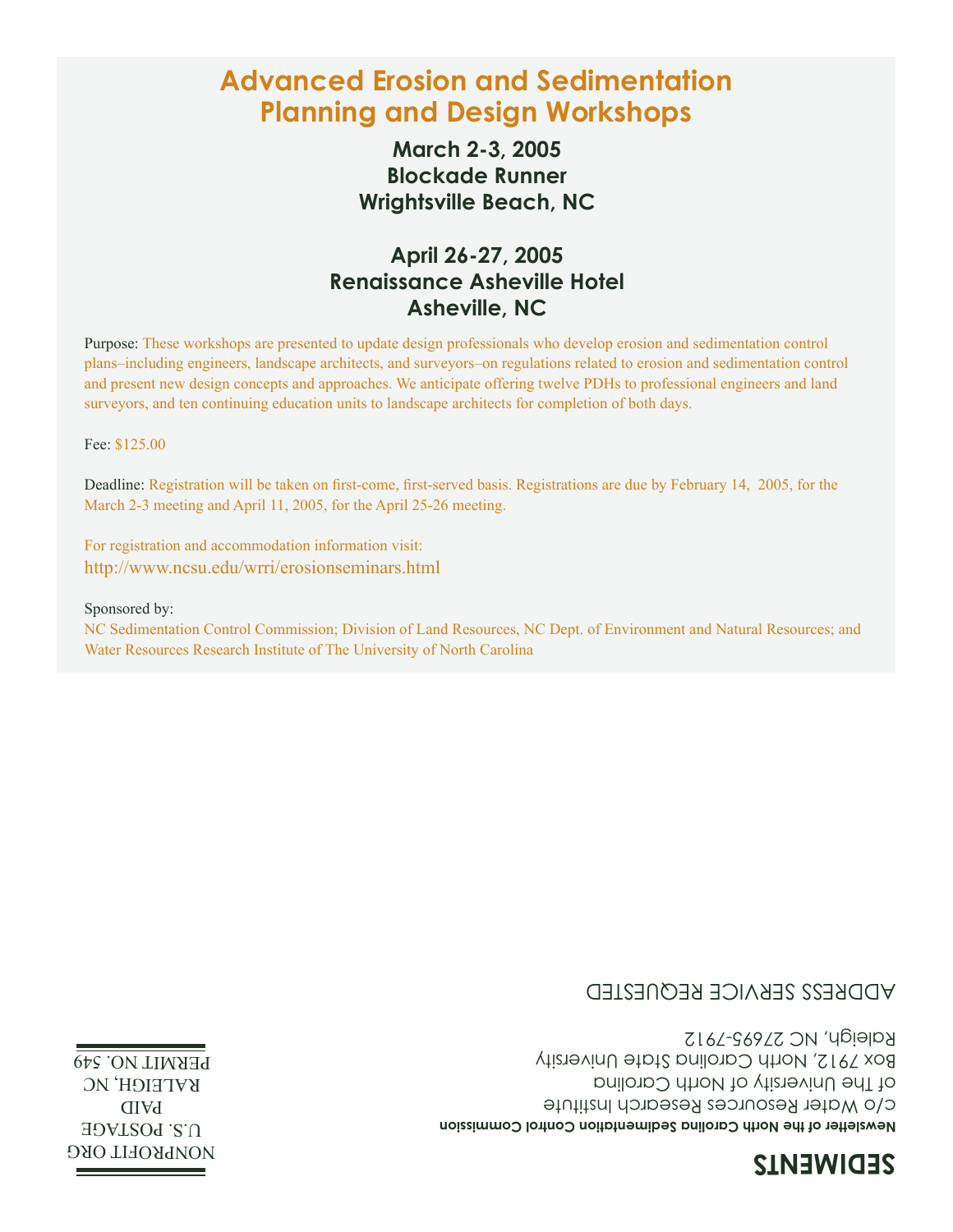# Advanced Erosion and Sedimentation Planning and Design Workshops

**March 2-3, 2005**
**Blockade Runner**
**Wrightsville Beach, NC**

**April 26-27, 2005**
**Renaissance Asheville Hotel**
**Asheville, NC**

Purpose: These workshops are presented to update design professionals who develop erosion and sedimentation control plans–including engineers, landscape architects, and surveyors–on regulations related to erosion and sedimentation control and present new design concepts and approaches. We anticipate offering twelve PDHs to professional engineers and land surveyors, and ten continuing education units to landscape architects for completion of both days.

Fee: $125.00

Deadline: Registration will be taken on first-come, first-served basis. Registrations are due by February 14, 2005, for the March 2-3 meeting and April 11, 2005, for the April 25-26 meeting.

For registration and accommodation information visit:
http://www.ncsu.edu/wrri/erosionseminars.html

Sponsored by:
NC Sedimentation Control Commission; Division of Land Resources, NC Dept. of Environment and Natural Resources; and Water Resources Research Institute of The University of North Carolina

**SEDIMENTS**

**Newsletter of the North Carolina Sedimentation Control Commission**

c/o Water Resources Research Institute
of The University of North Carolina
Box 7912, North Carolina State University
Raleigh, NC 27695-7912

ADDRESS SERVICE REQUESTED

NONPROFIT ORG
U.S. POSTAGE
PAID
RALEIGH, NC
PERMIT NO. 549